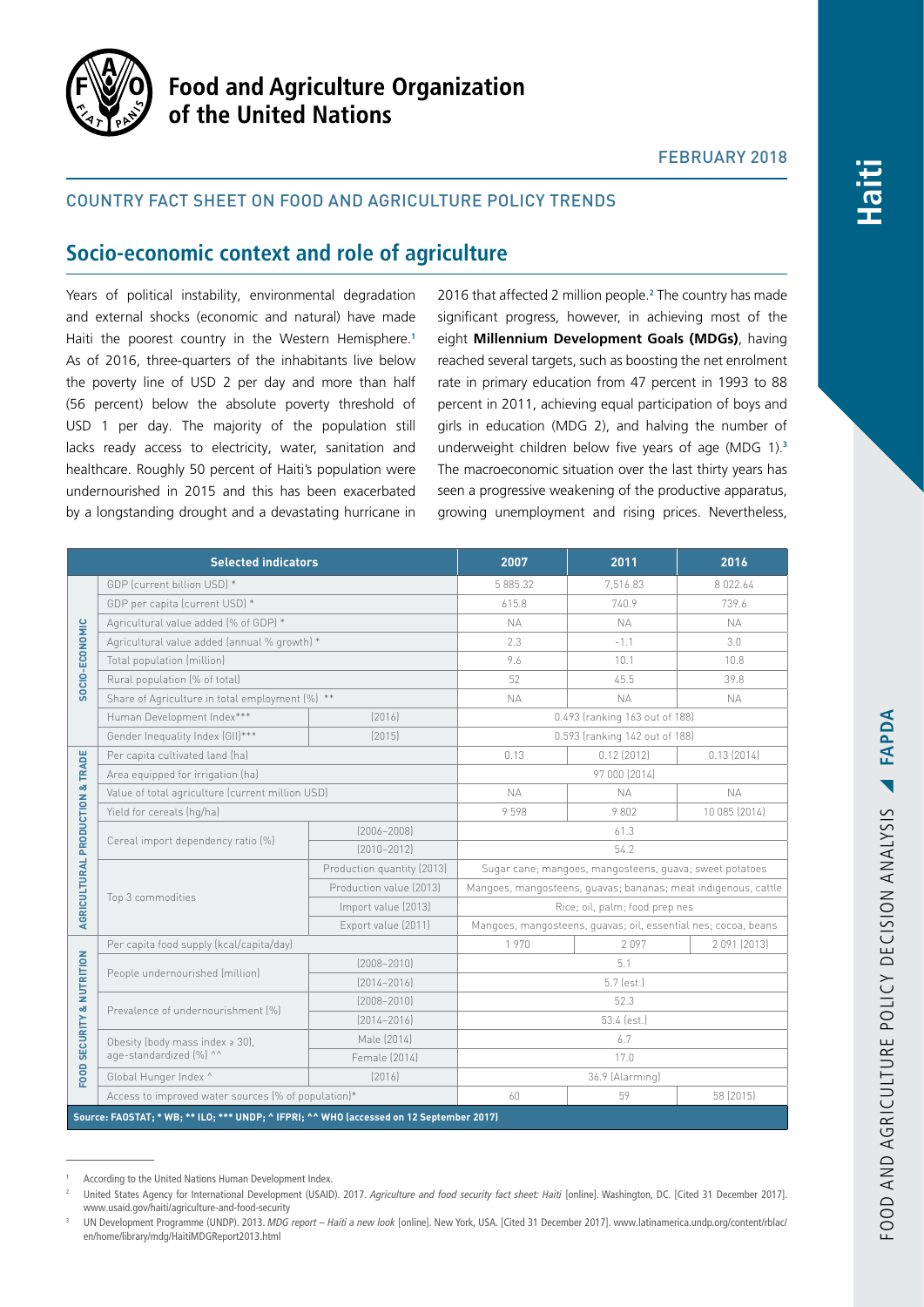# Food and Agriculture Organization of the United Nations

FEBRUARY 2018

COUNTRY FACT SHEET ON FOOD AND AGRICULTURE POLICY TRENDS

## Socio-economic context and role of agriculture

Years of political instability, environmental degradation and external shocks (economic and natural) have made Haiti the poorest country in the Western Hemisphere.[1] As of 2016, three-quarters of the inhabitants live below the poverty line of USD 2 per day and more than half (56 percent) below the absolute poverty threshold of USD 1 per day. The majority of the population still lacks ready access to electricity, water, sanitation and healthcare. Roughly 50 percent of Haiti's population were undernourished in 2015 and this has been exacerbated by a longstanding drought and a devastating hurricane in 2016 that affected 2 million people.[2] The country has made significant progress, however, in achieving most of the eight **Millennium Development Goals (MDGs)**, having reached several targets, such as boosting the net enrolment rate in primary education from 47 percent in 1993 to 88 percent in 2011, achieving equal participation of boys and girls in education (MDG 2), and halving the number of underweight children below five years of age (MDG 1).[3] The macroeconomic situation over the last thirty years has seen a progressive weakening of the productive apparatus, growing unemployment and rising prices. Nevertheless,

| | Selected indicators | | 2007 | 2011 | 2016 |
|---|---|---|---|---|---|
| SOCIO-ECONOMIC | GDP (current billion USD) * | | 5 885.32 | 7,516.83 | 8 022.64 |
| | GDP per capita (current USD) * | | 615.8 | 740.9 | 739.6 |
| | Agricultural value added (% of GDP) * | | NA | NA | NA |
| | Agricultural value added (annual % growth) * | | 2.3 | -1.1 | 3.0 |
| | Total population (million) | | 9.6 | 10.1 | 10.8 |
| | Rural population (% of total) | | 52 | 45.5 | 39.8 |
| | Share of Agriculture in total employment (%) ** | | NA | NA | NA |
| | Human Development Index*** | (2016) | 0.493 (ranking 163 out of 188) | | |
| | Gender Inequality Index (GII)*** | (2015) | 0.593 (ranking 142 out of 188) | | |
| AGRICULTURAL PRODUCTION & TRADE | Per capita cultivated land (ha) | | 0.13 | 0.12 (2012) | 0.13 (2014) |
| | Area equipped for irrigation (ha) | | 97 000 (2014) | | |
| | Value of total agriculture (current million USD) | | NA | NA | NA |
| | Yield for cereals (hg/ha) | | 9 598 | 9 802 | 10 085 (2014) |
| | Cereal import dependency ratio (%) | (2006–2008) | 61.3 | | |
| | | (2010–2012) | 54.2 | | |
| | Top 3 commodities | Production quantity (2013) | Sugar cane; mangoes, mangosteens, guava; sweet potatoes | | |
| | | Production value (2013) | Mangoes, mangosteens, guavas; bananas; meat indigenous, cattle | | |
| | | Import value (2013) | Rice; oil, palm; food prep nes | | |
| | | Export value (2011) | Mangoes, mangosteens, guavas; oil, essential nes; cocoa, beans | | |
| FOOD SECURITY & NUTRITION | Per capita food supply (kcal/capita/day) | | 1 970 | 2 097 | 2 091 (2013) |
| | People undernourished (million) | (2008–2010) | 5.1 | | |
| | | (2014–2016) | 5.7 (est.) | | |
| | Prevalence of undernourishment (%) | (2008–2010) | 52.3 | | |
| | | (2014–2016) | 53.4 (est.) | | |
| | Obesity (body mass index ≥ 30), age-standardized (%) ^^ | Male (2014) | 6.7 | | |
| | | Female (2014) | 17.0 | | |
| | Global Hunger Index ^ | (2016) | 36.9 (Alarming) | | |
| | Access to improved water sources (% of population)* | | 60 | 59 | 58 (2015) |

**Source: FAOSTAT; * WB; ** ILO; *** UNDP; ^ IFPRI; ^^ WHO (accessed on 12 September 2017)**

[1] According to the United Nations Human Development Index.

[2] United States Agency for International Development (USAID). 2017. *Agriculture and food security fact sheet: Haiti* [online]. Washington, DC. [Cited 31 December 2017]. www.usaid.gov/haiti/agriculture-and-food-security

[3] UN Development Programme (UNDP). 2013. *MDG report – Haiti a new look* [online]. New York, USA. [Cited 31 December 2017]. www.latinamerica.undp.org/content/rblac/en/home/library/mdg/HaitiMDGReport2013.html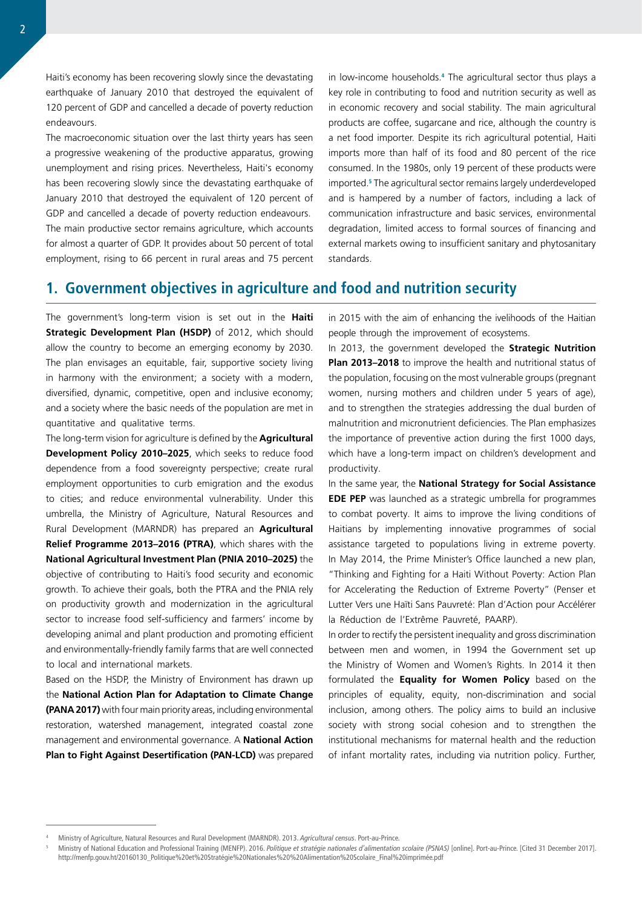Haiti's economy has been recovering slowly since the devastating earthquake of January 2010 that destroyed the equivalent of 120 percent of GDP and cancelled a decade of poverty reduction endeavours.

The macroeconomic situation over the last thirty years has seen a progressive weakening of the productive apparatus, growing unemployment and rising prices. Nevertheless, Haiti's economy has been recovering slowly since the devastating earthquake of January 2010 that destroyed the equivalent of 120 percent of GDP and cancelled a decade of poverty reduction endeavours.

The main productive sector remains agriculture, which accounts for almost a quarter of GDP. It provides about 50 percent of total employment, rising to 66 percent in rural areas and 75 percent in low-income households.[4] The agricultural sector thus plays a key role in contributing to food and nutrition security as well as in economic recovery and social stability. The main agricultural products are coffee, sugarcane and rice, although the country is a net food importer. Despite its rich agricultural potential, Haiti imports more than half of its food and 80 percent of the rice consumed. In the 1980s, only 19 percent of these products were imported.[5] The agricultural sector remains largely underdeveloped and is hampered by a number of factors, including a lack of communication infrastructure and basic services, environmental degradation, limited access to formal sources of financing and external markets owing to insufficient sanitary and phytosanitary standards.

## 1. Government objectives in agriculture and food and nutrition security

The government's long-term vision is set out in the **Haiti Strategic Development Plan (HSDP)** of 2012, which should allow the country to become an emerging economy by 2030. The plan envisages an equitable, fair, supportive society living in harmony with the environment; a society with a modern, diversified, dynamic, competitive, open and inclusive economy; and a society where the basic needs of the population are met in quantitative and qualitative terms.

The long-term vision for agriculture is defined by the **Agricultural Development Policy 2010–2025**, which seeks to reduce food dependence from a food sovereignty perspective; create rural employment opportunities to curb emigration and the exodus to cities; and reduce environmental vulnerability. Under this umbrella, the Ministry of Agriculture, Natural Resources and Rural Development (MARNDR) has prepared an **Agricultural Relief Programme 2013–2016 (PTRA)**, which shares with the **National Agricultural Investment Plan (PNIA 2010–2025)** the objective of contributing to Haiti's food security and economic growth. To achieve their goals, both the PTRA and the PNIA rely on productivity growth and modernization in the agricultural sector to increase food self-sufficiency and farmers' income by developing animal and plant production and promoting efficient and environmentally-friendly family farms that are well connected to local and international markets.

Based on the HSDP, the Ministry of Environment has drawn up the **National Action Plan for Adaptation to Climate Change (PANA 2017)** with four main priority areas, including environmental restoration, watershed management, integrated coastal zone management and environmental governance. A **National Action Plan to Fight Against Desertification (PAN-LCD)** was prepared in 2015 with the aim of enhancing the ivelihoods of the Haitian people through the improvement of ecosystems.

In 2013, the government developed the **Strategic Nutrition Plan 2013–2018** to improve the health and nutritional status of the population, focusing on the most vulnerable groups (pregnant women, nursing mothers and children under 5 years of age), and to strengthen the strategies addressing the dual burden of malnutrition and micronutrient deficiencies. The Plan emphasizes the importance of preventive action during the first 1000 days, which have a long-term impact on children's development and productivity.

In the same year, the **National Strategy for Social Assistance EDE PEP** was launched as a strategic umbrella for programmes to combat poverty. It aims to improve the living conditions of Haitians by implementing innovative programmes of social assistance targeted to populations living in extreme poverty. In May 2014, the Prime Minister's Office launched a new plan, "Thinking and Fighting for a Haiti Without Poverty: Action Plan for Accelerating the Reduction of Extreme Poverty" (Penser et Lutter Vers une Haïti Sans Pauvreté: Plan d'Action pour Accélérer la Réduction de l'Extrême Pauvreté, PAARP).

In order to rectify the persistent inequality and gross discrimination between men and women, in 1994 the Government set up the Ministry of Women and Women's Rights. In 2014 it then formulated the **Equality for Women Policy** based on the principles of equality, equity, non-discrimination and social inclusion, among others. The policy aims to build an inclusive society with strong social cohesion and to strengthen the institutional mechanisms for maternal health and the reduction of infant mortality rates, including via nutrition policy. Further,

---

[4] Ministry of Agriculture, Natural Resources and Rural Development (MARNDR). 2013. *Agricultural census*. Port-au-Prince.

[5] Ministry of National Education and Professional Training (MENFP). 2016. *Politique et stratégie nationales d'alimentation scolaire (PSNAS)* [online]. Port-au-Prince. [Cited 31 December 2017]. http://menfp.gouv.ht/20160130_Politique%20et%20Stratégie%20Nationales%20%20Alimentation%20Scolaire_Final%20imprimée.pdf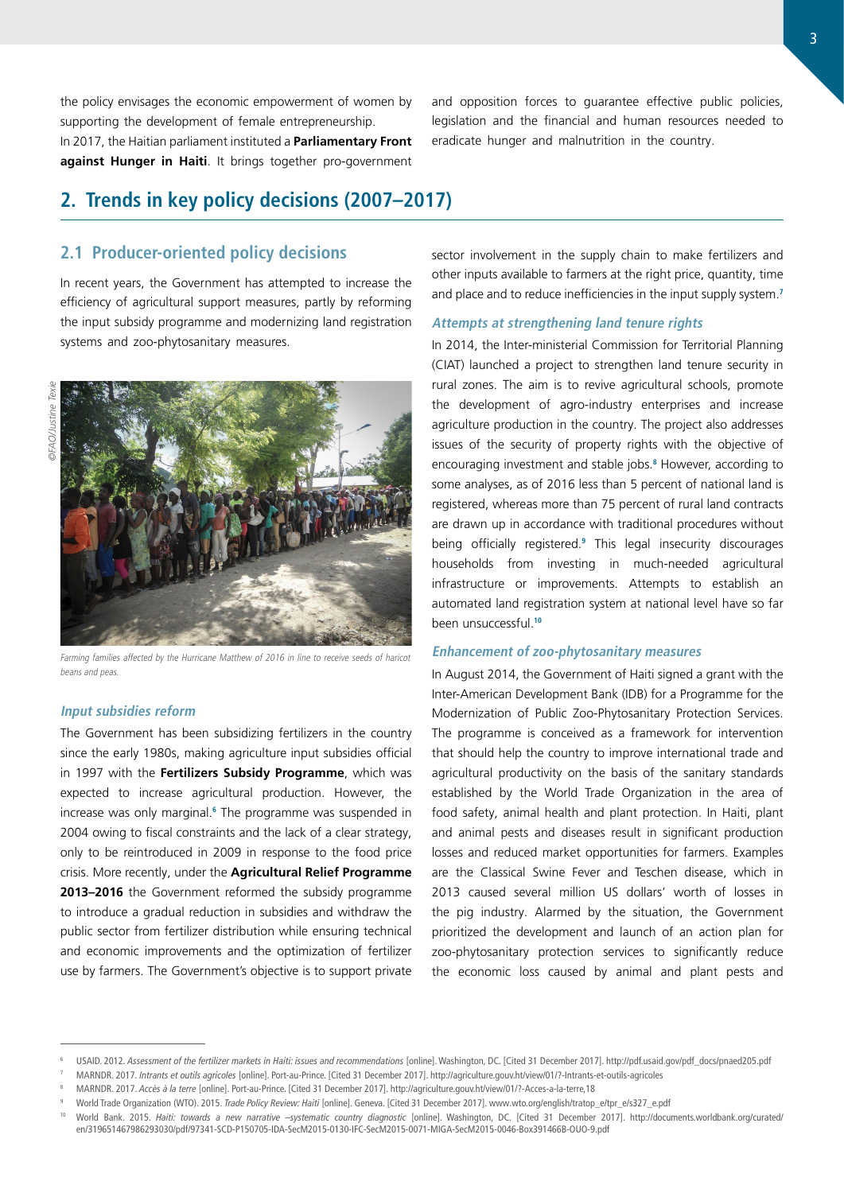the policy envisages the economic empowerment of women by supporting the development of female entrepreneurship.

In 2017, the Haitian parliament instituted a **Parliamentary Front against Hunger in Haiti**. It brings together pro-government and opposition forces to guarantee effective public policies, legislation and the financial and human resources needed to eradicate hunger and malnutrition in the country.

## 2. Trends in key policy decisions (2007–2017)

### 2.1 Producer-oriented policy decisions

In recent years, the Government has attempted to increase the efficiency of agricultural support measures, partly by reforming the input subsidy programme and modernizing land registration systems and zoo-phytosanitary measures.

©FAO/Justine Texie

*Farming families affected by the Hurricane Matthew of 2016 in line to receive seeds of haricot beans and peas.*

#### *Input subsidies reform*

The Government has been subsidizing fertilizers in the country since the early 1980s, making agriculture input subsidies official in 1997 with the **Fertilizers Subsidy Programme**, which was expected to increase agricultural production. However, the increase was only marginal.[6] The programme was suspended in 2004 owing to fiscal constraints and the lack of a clear strategy, only to be reintroduced in 2009 in response to the food price crisis. More recently, under the **Agricultural Relief Programme 2013–2016** the Government reformed the subsidy programme to introduce a gradual reduction in subsidies and withdraw the public sector from fertilizer distribution while ensuring technical and economic improvements and the optimization of fertilizer use by farmers. The Government's objective is to support private sector involvement in the supply chain to make fertilizers and other inputs available to farmers at the right price, quantity, time and place and to reduce inefficiencies in the input supply system.[7]

#### *Attempts at strengthening land tenure rights*

In 2014, the Inter-ministerial Commission for Territorial Planning (CIAT) launched a project to strengthen land tenure security in rural zones. The aim is to revive agricultural schools, promote the development of agro-industry enterprises and increase agriculture production in the country. The project also addresses issues of the security of property rights with the objective of encouraging investment and stable jobs.[8] However, according to some analyses, as of 2016 less than 5 percent of national land is registered, whereas more than 75 percent of rural land contracts are drawn up in accordance with traditional procedures without being officially registered.[9] This legal insecurity discourages households from investing in much-needed agricultural infrastructure or improvements. Attempts to establish an automated land registration system at national level have so far been unsuccessful.[10]

#### *Enhancement of zoo-phytosanitary measures*

In August 2014, the Government of Haiti signed a grant with the Inter-American Development Bank (IDB) for a Programme for the Modernization of Public Zoo-Phytosanitary Protection Services. The programme is conceived as a framework for intervention that should help the country to improve international trade and agricultural productivity on the basis of the sanitary standards established by the World Trade Organization in the area of food safety, animal health and plant protection. In Haiti, plant and animal pests and diseases result in significant production losses and reduced market opportunities for farmers. Examples are the Classical Swine Fever and Teschen disease, which in 2013 caused several million US dollars' worth of losses in the pig industry. Alarmed by the situation, the Government prioritized the development and launch of an action plan for zoo-phytosanitary protection services to significantly reduce the economic loss caused by animal and plant pests and

---

[6] USAID. 2012. *Assessment of the fertilizer markets in Haiti: issues and recommendations* [online]. Washington, DC. [Cited 31 December 2017]. http://pdf.usaid.gov/pdf_docs/pnaed205.pdf

[7] MARNDR. 2017. *Intrants et outils agricoles* [online]. Port-au-Prince. [Cited 31 December 2017]. http://agriculture.gouv.ht/view/01/?-Intrants-et-outils-agricoles

[8] MARNDR. 2017. *Accès à la terre* [online]. Port-au-Prince. [Cited 31 December 2017]. http://agriculture.gouv.ht/view/01/?-Acces-a-la-terre,18

[9] World Trade Organization (WTO). 2015. *Trade Policy Review: Haiti* [online]. Geneva. [Cited 31 December 2017]. www.wto.org/english/tratop_e/tpr_e/s327_e.pdf

[10] World Bank. 2015. *Haiti: towards a new narrative –systematic country diagnostic* [online]. Washington, DC. [Cited 31 December 2017]. http://documents.worldbank.org/curated/en/319651467986293030/pdf/97341-SCD-P150705-IDA-SecM2015-0130-IFC-SecM2015-0071-MIGA-SecM2015-0046-Box391466B-OUO-9.pdf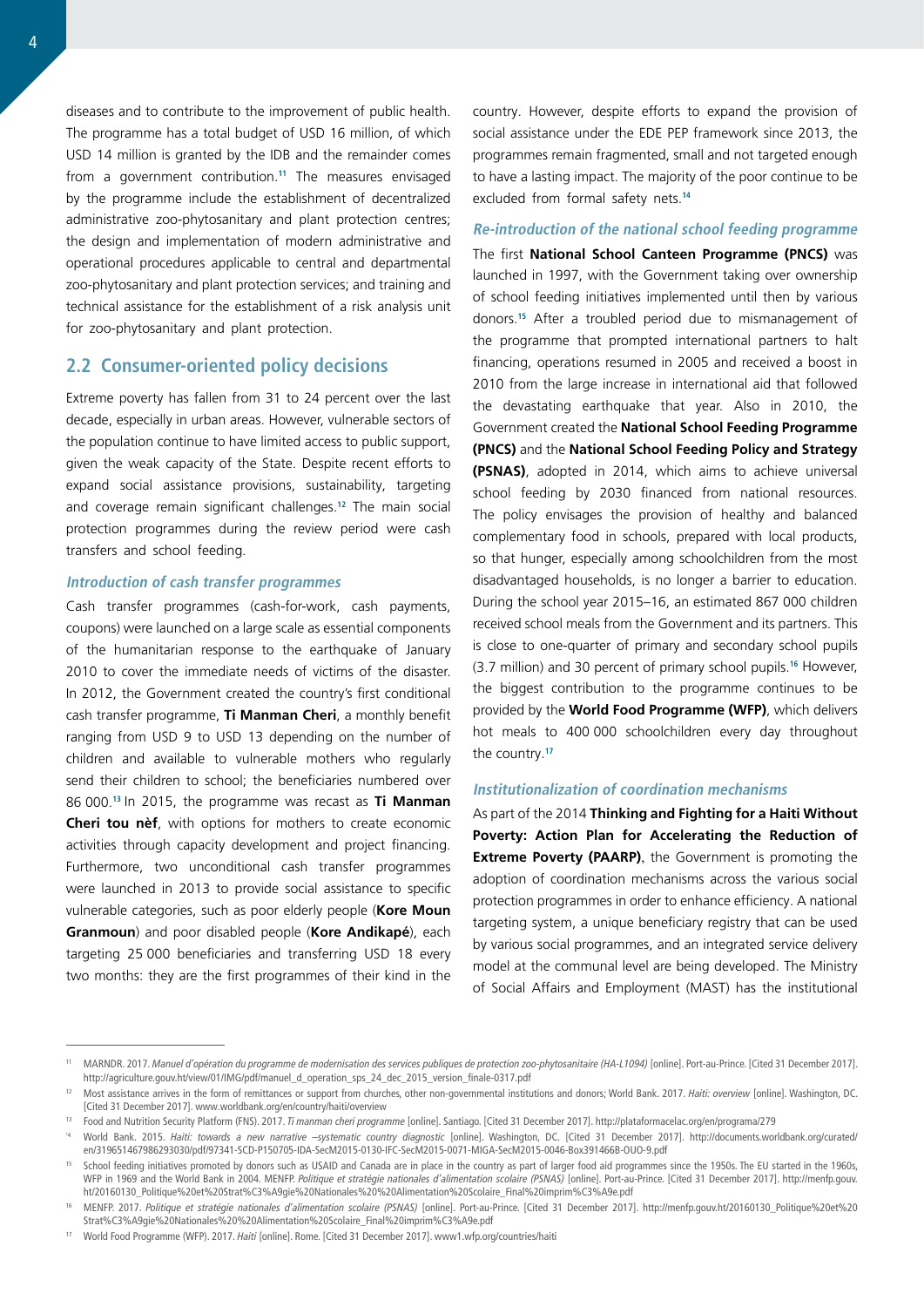diseases and to contribute to the improvement of public health. The programme has a total budget of USD 16 million, of which USD 14 million is granted by the IDB and the remainder comes from a government contribution.[11] The measures envisaged by the programme include the establishment of decentralized administrative zoo-phytosanitary and plant protection centres; the design and implementation of modern administrative and operational procedures applicable to central and departmental zoo-phytosanitary and plant protection services; and training and technical assistance for the establishment of a risk analysis unit for zoo-phytosanitary and plant protection.

## 2.2 Consumer-oriented policy decisions

Extreme poverty has fallen from 31 to 24 percent over the last decade, especially in urban areas. However, vulnerable sectors of the population continue to have limited access to public support, given the weak capacity of the State. Despite recent efforts to expand social assistance provisions, sustainability, targeting and coverage remain significant challenges.[12] The main social protection programmes during the review period were cash transfers and school feeding.

### *Introduction of cash transfer programmes*

Cash transfer programmes (cash-for-work, cash payments, coupons) were launched on a large scale as essential components of the humanitarian response to the earthquake of January 2010 to cover the immediate needs of victims of the disaster. In 2012, the Government created the country's first conditional cash transfer programme, **Ti Manman Cheri**, a monthly benefit ranging from USD 9 to USD 13 depending on the number of children and available to vulnerable mothers who regularly send their children to school; the beneficiaries numbered over 86 000.[13] In 2015, the programme was recast as **Ti Manman Cheri tou nèt**, with options for mothers to create economic activities through capacity development and project financing. Furthermore, two unconditional cash transfer programmes were launched in 2013 to provide social assistance to specific vulnerable categories, such as poor elderly people (**Kore Moun Granmoun**) and poor disabled people (**Kore Andikapé**), each targeting 25 000 beneficiaries and transferring USD 18 every two months: they are the first programmes of their kind in the country. However, despite efforts to expand the provision of social assistance under the EDE PEP framework since 2013, the programmes remain fragmented, small and not targeted enough to have a lasting impact. The majority of the poor continue to be excluded from formal safety nets.[14]

### *Re-introduction of the national school feeding programme*

The first **National School Canteen Programme (PNCS)** was launched in 1997, with the Government taking over ownership of school feeding initiatives implemented until then by various donors.[15] After a troubled period due to mismanagement of the programme that prompted international partners to halt financing, operations resumed in 2005 and received a boost in 2010 from the large increase in international aid that followed the devastating earthquake that year. Also in 2010, the Government created the **National School Feeding Programme (PNCS)** and the **National School Feeding Policy and Strategy (PSNAS)**, adopted in 2014, which aims to achieve universal school feeding by 2030 financed from national resources. The policy envisages the provision of healthy and balanced complementary food in schools, prepared with local products, so that hunger, especially among schoolchildren from the most disadvantaged households, is no longer a barrier to education. During the school year 2015–16, an estimated 867 000 children received school meals from the Government and its partners. This is close to one-quarter of primary and secondary school pupils (3.7 million) and 30 percent of primary school pupils.[16] However, the biggest contribution to the programme continues to be provided by the **World Food Programme (WFP)**, which delivers hot meals to 400 000 schoolchildren every day throughout the country.[17]

### *Institutionalization of coordination mechanisms*

As part of the 2014 **Thinking and Fighting for a Haiti Without Poverty: Action Plan for Accelerating the Reduction of Extreme Poverty (PAARP)**, the Government is promoting the adoption of coordination mechanisms across the various social protection programmes in order to enhance efficiency. A national targeting system, a unique beneficiary registry that can be used by various social programmes, and an integrated service delivery model at the communal level are being developed. The Ministry of Social Affairs and Employment (MAST) has the institutional

---

[11] MARNDR. 2017. *Manuel d'opération du programme de modernisation des services publiques de protection zoo-phytosanitaire (HA-L1094)* [online]. Port-au-Prince. [Cited 31 December 2017]. http://agriculture.gouv.ht/view/01/IMG/pdf/manuel_d_operation_sps_24_dec_2015_version_finale-0317.pdf

[12] Most assistance arrives in the form of remittances or support from churches, other non-governmental institutions and donors; World Bank. 2017. *Haiti: overview* [online]. Washington, DC. [Cited 31 December 2017]. www.worldbank.org/en/country/haiti/overview

[13] Food and Nutrition Security Platform (FNS). 2017. *Ti manman cheri programme* [online]. Santiago. [Cited 31 December 2017]. http://plataformacelac.org/en/programa/279

[14] World Bank. 2015. *Haiti: towards a new narrative –systematic country diagnostic* [online]. Washington, DC. [Cited 31 December 2017]. http://documents.worldbank.org/curated/en/319651467986293030/pdf/97341-SCD-P150705-IDA-SecM2015-0130-IFC-SecM2015-0071-MIGA-SecM2015-0046-Box391466B-OUO-9.pdf

[15] School feeding initiatives promoted by donors such as USAID and Canada are in place in the country as part of larger food aid programmes since the 1950s. The EU started in the 1960s, WFP in 1969 and the World Bank in 2004. MENFP. *Politique et stratégie nationales d'alimentation scolaire (PSNAS)* [online]. Port-au-Prince. [Cited 31 December 2017]. http://menfp.gouv.ht/20160130_Politique%20et%20Strat%C3%A9gie%20Nationales%20%20Alimentation%20Scolaire_Final%20imprim%C3%A9e.pdf

[16] MENFP. 2017. *Politique et stratégie nationales d'alimentation scolaire (PSNAS)* [online]. Port-au-Prince. [Cited 31 December 2017]. http://menfp.gouv.ht/20160130_Politique%20et%20Strat%C3%A9gie%20Nationales%20%20Alimentation%20Scolaire_Final%20imprim%C3%A9e.pdf

[17] World Food Programme (WFP). 2017. *Haiti* [online]. Rome. [Cited 31 December 2017]. www1.wfp.org/countries/haiti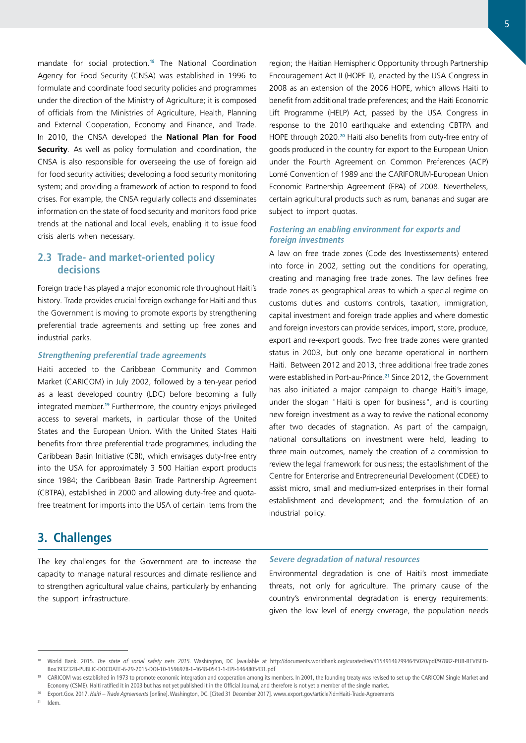mandate for social protection.[18] The National Coordination Agency for Food Security (CNSA) was established in 1996 to formulate and coordinate food security policies and programmes under the direction of the Ministry of Agriculture; it is composed of officials from the Ministries of Agriculture, Health, Planning and External Cooperation, Economy and Finance, and Trade. In 2010, the CNSA developed the **National Plan for Food Security**. As well as policy formulation and coordination, the CNSA is also responsible for overseeing the use of foreign aid for food security activities; developing a food security monitoring system; and providing a framework of action to respond to food crises. For example, the CNSA regularly collects and disseminates information on the state of food security and monitors food price trends at the national and local levels, enabling it to issue food crisis alerts when necessary.

## 2.3 Trade- and market-oriented policy decisions

Foreign trade has played a major economic role throughout Haiti's history. Trade provides crucial foreign exchange for Haiti and thus the Government is moving to promote exports by strengthening preferential trade agreements and setting up free zones and industrial parks.

### *Strengthening preferential trade agreements*

Haiti acceded to the Caribbean Community and Common Market (CARICOM) in July 2002, followed by a ten-year period as a least developed country (LDC) before becoming a fully integrated member.[19] Furthermore, the country enjoys privileged access to several markets, in particular those of the United States and the European Union. With the United States Haiti benefits from three preferential trade programmes, including the Caribbean Basin Initiative (CBI), which envisages duty-free entry into the USA for approximately 3 500 Haitian export products since 1984; the Caribbean Basin Trade Partnership Agreement (CBTPA), established in 2000 and allowing duty-free and quota-free treatment for imports into the USA of certain items from the region; the Haitian Hemispheric Opportunity through Partnership Encouragement Act II (HOPE II), enacted by the USA Congress in 2008 as an extension of the 2006 HOPE, which allows Haiti to benefit from additional trade preferences; and the Haiti Economic Lift Programme (HELP) Act, passed by the USA Congress in response to the 2010 earthquake and extending CBTPA and HOPE through 2020.[20] Haiti also benefits from duty-free entry of goods produced in the country for export to the European Union under the Fourth Agreement on Common Preferences (ACP) Lomé Convention of 1989 and the CARIFORUM-European Union Economic Partnership Agreement (EPA) of 2008. Nevertheless, certain agricultural products such as rum, bananas and sugar are subject to import quotas.

### *Fostering an enabling environment for exports and foreign investments*

A law on free trade zones (Code des Investissements) entered into force in 2002, setting out the conditions for operating, creating and managing free trade zones. The law defines free trade zones as geographical areas to which a special regime on customs duties and customs controls, taxation, immigration, capital investment and foreign trade applies and where domestic and foreign investors can provide services, import, store, produce, export and re-export goods. Two free trade zones were granted status in 2003, but only one became operational in northern Haiti. Between 2012 and 2013, three additional free trade zones were established in Port-au-Prince.[21] Since 2012, the Government has also initiated a major campaign to change Haiti's image, under the slogan "Haiti is open for business", and is courting new foreign investment as a way to revive the national economy after two decades of stagnation. As part of the campaign, national consultations on investment were held, leading to three main outcomes, namely the creation of a commission to review the legal framework for business; the establishment of the Centre for Enterprise and Entrepreneurial Development (CDEE) to assist micro, small and medium-sized enterprises in their formal establishment and development; and the formulation of an industrial policy.

# 3. Challenges

The key challenges for the Government are to increase the capacity to manage natural resources and climate resilience and to strengthen agricultural value chains, particularly by enhancing the support infrastructure.

### *Severe degradation of natural resources*

Environmental degradation is one of Haiti's most immediate threats, not only for agriculture. The primary cause of the country's environmental degradation is energy requirements: given the low level of energy coverage, the population needs

---

[18] World Bank. 2015. *The state of social safety nets 2015.* Washington, DC (available at http://documents.worldbank.org/curated/en/415491467994645020/pdf/97882-PUB-REVISED-Box393232B-PUBLIC-DOCDATE-6-29-2015-DOI-10-1596978-1-4648-0543-1-EPI-1464805431.pdf

[19] CARICOM was established in 1973 to promote economic integration and cooperation among its members. In 2001, the founding treaty was revised to set up the CARICOM Single Market and Economy (CSME). Haiti ratified it in 2003 but has not yet published it in the Official Journal, and therefore is not yet a member of the single market.

[20] Export.Gov. 2017. *Haiti – Trade Agreements* [online]. Washington, DC. [Cited 31 December 2017]. www.export.gov/article?id=Haiti-Trade-Agreements

[21] Idem.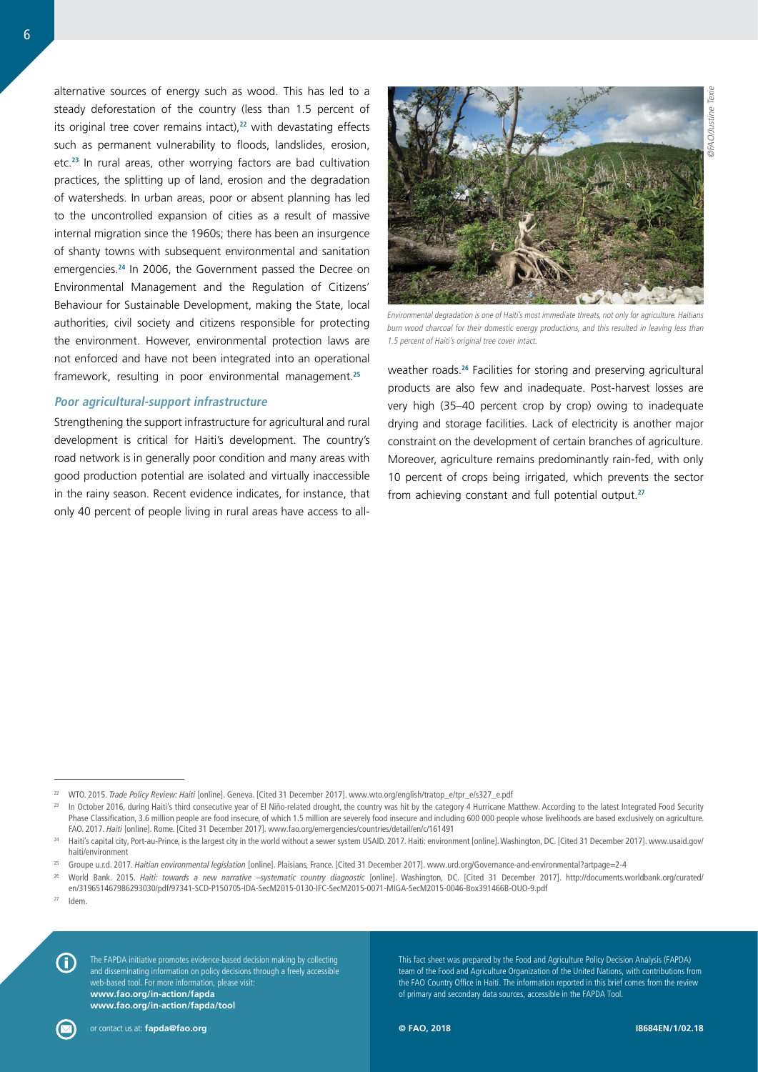alternative sources of energy such as wood. This has led to a steady deforestation of the country (less than 1.5 percent of its original tree cover remains intact),[22] with devastating effects such as permanent vulnerability to floods, landslides, erosion, etc.[23] In rural areas, other worrying factors are bad cultivation practices, the splitting up of land, erosion and the degradation of watersheds. In urban areas, poor or absent planning has led to the uncontrolled expansion of cities as a result of massive internal migration since the 1960s; there has been an insurgence of shanty towns with subsequent environmental and sanitation emergencies.[24] In 2006, the Government passed the Decree on Environmental Management and the Regulation of Citizens' Behaviour for Sustainable Development, making the State, local authorities, civil society and citizens responsible for protecting the environment. However, environmental protection laws are not enforced and have not been integrated into an operational framework, resulting in poor environmental management.[25]

### *Poor agricultural-support infrastructure*

Strengthening the support infrastructure for agricultural and rural development is critical for Haiti's development. The country's road network is in generally poor condition and many areas with good production potential are isolated and virtually inaccessible in the rainy season. Recent evidence indicates, for instance, that only 40 percent of people living in rural areas have access to all-weather roads.[26] Facilities for storing and preserving agricultural products are also few and inadequate. Post-harvest losses are very high (35–40 percent crop by crop) owing to inadequate drying and storage facilities. Lack of electricity is another major constraint on the development of certain branches of agriculture. Moreover, agriculture remains predominantly rain-fed, with only 10 percent of crops being irrigated, which prevents the sector from achieving constant and full potential output.[27]

©FAO/Justine Texie

*Environmental degradation is one of Haiti's most immediate threats, not only for agriculture. Haitians burn wood charcoal for their domestic energy productions, and this resulted in leaving less than 1.5 percent of Haiti's original tree cover intact.*

---

[22] WTO. 2015. *Trade Policy Review: Haiti* [online]. Geneva. [Cited 31 December 2017]. www.wto.org/english/tratop_e/tpr_e/s327_e.pdf

[23] In October 2016, during Haiti's third consecutive year of El Niño-related drought, the country was hit by the category 4 Hurricane Matthew. According to the latest Integrated Food Security Phase Classification, 3.6 million people are food insecure, of which 1.5 million are severely food insecure and including 600 000 people whose livelihoods are based exclusively on agriculture. FAO. 2017. *Haiti* [online]. Rome. [Cited 31 December 2017]. www.fao.org/emergencies/countries/detail/en/c/161491

[24] Haiti's capital city, Port-au-Prince, is the largest city in the world without a sewer system USAID. 2017. Haiti: environment [online]. Washington, DC. [Cited 31 December 2017]. www.usaid.gov/haiti/environment

[25] Groupe u.r.d. 2017. *Haitian environmental legislation* [online]. Plaisians, France. [Cited 31 December 2017]. www.urd.org/Governance-and-environmental?artpage=2-4

[26] World Bank. 2015. *Haiti: towards a new narrative –systematic country diagnostic* [online]. Washington, DC. [Cited 31 December 2017]. http://documents.worldbank.org/curated/en/319651467986293030/pdf/97341-SCD-P150705-IDA-SecM2015-0130-IFC-SecM2015-0071-MIGA-SecM2015-0046-Box391466B-OUO-9.pdf

[27] Idem.

The FAPDA initiative promotes evidence-based decision making by collecting and disseminating information on policy decisions through a freely accessible web-based tool. For more information, please visit:
**www.fao.org/in-action/fapda**
**www.fao.org/in-action/fapda/tool**

or contact us at: **fapda@fao.org**

This fact sheet was prepared by the Food and Agriculture Policy Decision Analysis (FAPDA) team of the Food and Agriculture Organization of the United Nations, with contributions from the FAO Country Office in Haiti. The information reported in this brief comes from the review of primary and secondary data sources, accessible in the FAPDA Tool.

**© FAO, 2018**

**I8684EN/1/02.18**